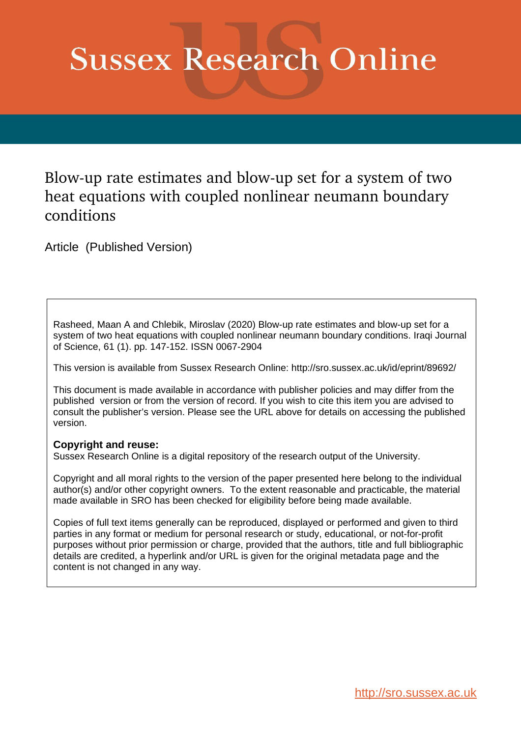# Sussex Research Online

## Blow-up rate estimates and blow-up set for a system of two heat equations with coupled nonlinear neumann boundary conditions

Article (Published Version)

Rasheed, Maan A and Chlebik, Miroslav (2020) Blow-up rate estimates and blow-up set for a system of two heat equations with coupled nonlinear neumann boundary conditions. Iraqi Journal of Science, 61 (1). pp. 147-152. ISSN 0067-2904

This version is available from Sussex Research Online: http://sro.sussex.ac.uk/id/eprint/89692/

This document is made available in accordance with publisher policies and may differ from the published version or from the version of record. If you wish to cite this item you are advised to consult the publisher's version. Please see the URL above for details on accessing the published version.

**Copyright and reuse:**
Sussex Research Online is a digital repository of the research output of the University.

Copyright and all moral rights to the version of the paper presented here belong to the individual author(s) and/or other copyright owners. To the extent reasonable and practicable, the material made available in SRO has been checked for eligibility before being made available.

Copies of full text items generally can be reproduced, displayed or performed and given to third parties in any format or medium for personal research or study, educational, or not-for-profit purposes without prior permission or charge, provided that the authors, title and full bibliographic details are credited, a hyperlink and/or URL is given for the original metadata page and the content is not changed in any way.

http://sro.sussex.ac.uk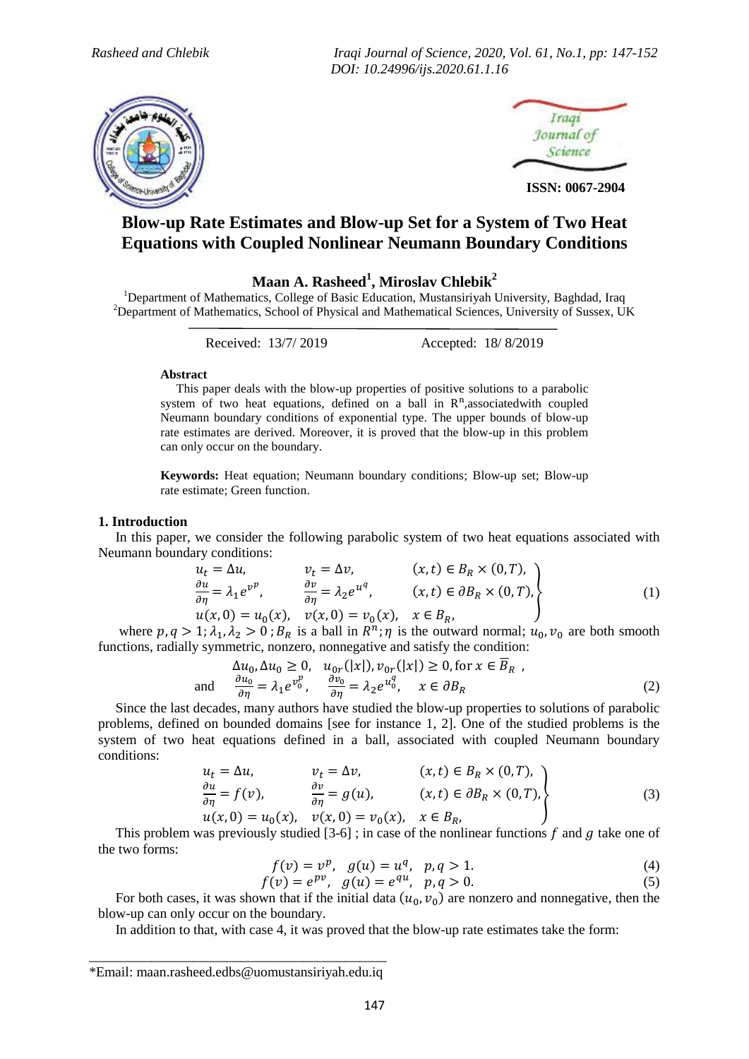# Blow-up Rate Estimates and Blow-up Set for a System of Two Heat Equations with Coupled Nonlinear Neumann Boundary Conditions

**Maan A. Rasheed[1], Miroslav Chlebik[2]**

[1]Department of Mathematics, College of Basic Education, Mustansiriyah University, Baghdad, Iraq
[2]Department of Mathematics, School of Physical and Mathematical Sciences, University of Sussex, UK

Received: 13/7/ 2019 Accepted: 18/ 8/2019

### Abstract

This paper deals with the blow-up properties of positive solutions to a parabolic system of two heat equations, defined on a ball in $R^n$,associatedwith coupled Neumann boundary conditions of exponential type. The upper bounds of blow-up rate estimates are derived. Moreover, it is proved that the blow-up in this problem can only occur on the boundary.

**Keywords:** Heat equation; Neumann boundary conditions; Blow-up set; Blow-up rate estimate; Green function.

## 1. Introduction

In this paper, we consider the following parabolic system of two heat equations associated with Neumann boundary conditions:

$$\left.\begin{array}{lll} u_t = \Delta u, & v_t = \Delta v, & (x,t) \in B_R \times (0,T), \\ \frac{\partial u}{\partial \eta} = \lambda_1 e^{v^p}, & \frac{\partial v}{\partial \eta} = \lambda_2 e^{u^q}, & (x,t) \in \partial B_R \times (0,T), \\ u(x,0) = u_0(x), & v(x,0) = v_0(x), & x \in B_R, \end{array}\right\} \tag{1}$$

where $p, q > 1; \lambda_1, \lambda_2 > 0 ; B_R$ is a ball in $R^n; \eta$ is the outward normal; $u_0, v_0$ are both smooth functions, radially symmetric, nonzero, nonnegative and satisfy the condition:

$$\begin{array}{l} \Delta u_0, \Delta u_0 \geq 0, \quad u_{0r}(|x|), v_{0r}(|x|) \geq 0, \text{for } x \in \overline{B}_R \ , \\ \text{and} \quad \frac{\partial u_0}{\partial \eta} = \lambda_1 e^{v_0^p}, \quad \frac{\partial v_0}{\partial \eta} = \lambda_2 e^{u_0^q}, \quad x \in \partial B_R \end{array} \tag{2}$$

Since the last decades, many authors have studied the blow-up properties to solutions of parabolic problems, defined on bounded domains [see for instance 1, 2]. One of the studied problems is the system of two heat equations defined in a ball, associated with coupled Neumann boundary conditions:

$$\left.\begin{array}{lll} u_t = \Delta u, & v_t = \Delta v, & (x,t) \in B_R \times (0,T), \\ \frac{\partial u}{\partial \eta} = f(v), & \frac{\partial v}{\partial \eta} = g(u), & (x,t) \in \partial B_R \times (0,T), \\ u(x,0) = u_0(x), & v(x,0) = v_0(x), & x \in B_R, \end{array}\right\} \tag{3}$$

This problem was previously studied [3-6] ; in case of the nonlinear functions $f$ and $g$ take one of the two forms:

$$f(v) = v^p, \quad g(u) = u^q, \quad p, q > 1. \tag{4}$$

$$f(v) = e^{pv}, \quad g(u) = e^{qu}, \quad p, q > 0. \tag{5}$$

For both cases, it was shown that if the initial data $(u_0, v_0)$ are nonzero and nonnegative, then the blow-up can only occur on the boundary.

In addition to that, with case 4, it was proved that the blow-up rate estimates take the form:

*Email: maan.rasheed.edbs@uomustansiriyah.edu.iq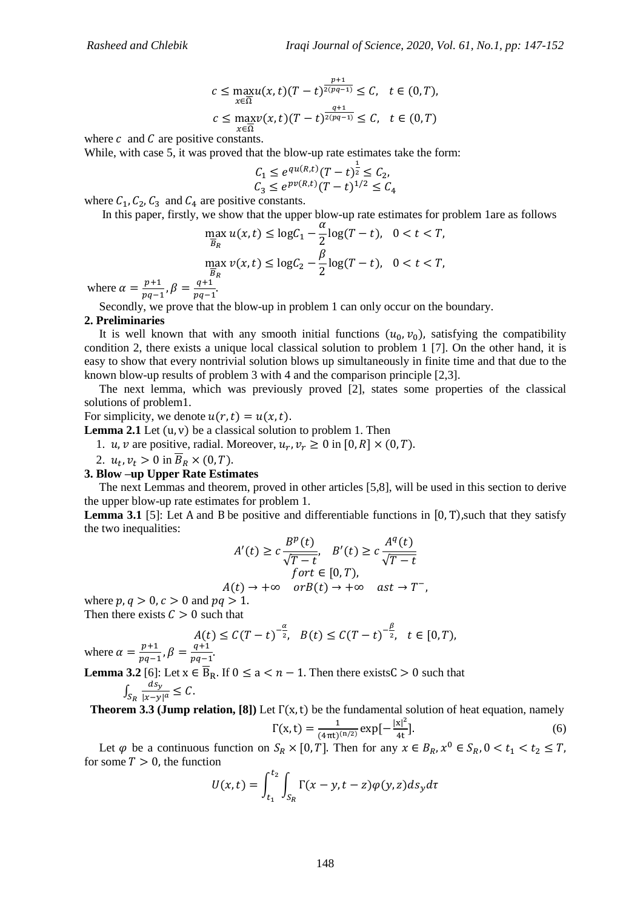$$c \leq \max_{x\in\overline{\Omega}} u(x,t)(T-t)^{\frac{p+1}{2(pq-1)}} \leq C, \quad t \in (0,T),$$

$$c \leq \max_{x\in\overline{\Omega}} v(x,t)(T-t)^{\frac{q+1}{2(pq-1)}} \leq C, \quad t \in (0,T)$$

where $c$ and $C$ are positive constants.

While, with case 5, it was proved that the blow-up rate estimates take the form:

$$C_1 \leq e^{qu(R,t)}(T-t)^{\frac{1}{2}} \leq C_2,$$
$$C_3 \leq e^{pv(R,t)}(T-t)^{1/2} \leq C_4$$

where $C_1, C_2, C_3$ and $C_4$ are positive constants.

In this paper, firstly, we show that the upper blow-up rate estimates for problem 1are as follows

$$\max_{\overline{B}_R} u(x,t) \leq \log C_1 - \frac{\alpha}{2}\log(T-t), \quad 0 < t < T,$$

$$\max_{\overline{B}_R} v(x,t) \leq \log C_2 - \frac{\beta}{2}\log(T-t), \quad 0 < t < T,$$

where $\alpha = \frac{p+1}{pq-1}, \beta = \frac{q+1}{pq-1}$.

Secondly, we prove that the blow-up in problem 1 can only occur on the boundary.

## 2. Preliminaries

It is well known that with any smooth initial functions $(u_0, v_0)$, satisfying the compatibility condition 2, there exists a unique local classical solution to problem 1 [7]. On the other hand, it is easy to show that every nontrivial solution blows up simultaneously in finite time and that due to the known blow-up results of problem 3 with 4 and the comparison principle [2,3].

The next lemma, which was previously proved [2], states some properties of the classical solutions of problem1.

For simplicity, we denote $u(r,t) = u(x,t)$.

**Lemma 2.1** Let $(u,v)$ be a classical solution to problem 1. Then

1. $u, v$ are positive, radial. Moreover, $u_r, v_r \geq 0$ in $[0,R] \times (0,T)$.
2. $u_t, v_t > 0$ in $\overline{B}_R \times (0,T)$.

## 3. Blow –up Upper Rate Estimates

The next Lemmas and theorem, proved in other articles [5,8], will be used in this section to derive the upper blow-up rate estimates for problem 1.

**Lemma 3.1** [5]: Let A and B be positive and differentiable functions in $[0,T)$,such that they satisfy the two inequalities:

$$A'(t) \geq c\frac{B^p(t)}{\sqrt{T-t}}, \quad B'(t) \geq c\frac{A^q(t)}{\sqrt{T-t}}$$
$$for t \in [0,T),$$
$$A(t) \to +\infty \quad or B(t) \to +\infty \quad as t \to T^-,$$

where $p, q > 0$, $c > 0$ and $pq > 1$.

Then there exists $C > 0$ such that

$$A(t) \leq C(T-t)^{-\frac{\alpha}{2}}, \quad B(t) \leq C(T-t)^{-\frac{\beta}{2}}, \quad t \in [0,T),$$

where $\alpha = \frac{p+1}{pq-1}, \beta = \frac{q+1}{pq-1}$.

**Lemma 3.2** [6]: Let $x \in \overline{B}_R$. If $0 \leq a < n-1$. Then there exists $C > 0$ such that

$$\int_{S_R} \frac{ds_y}{|x-y|^a} \leq C.$$

**Theorem 3.3 (Jump relation, [8])** Let $\Gamma(x,t)$ be the fundamental solution of heat equation, namely

$$\Gamma(x,t) = \frac{1}{(4\pi t)^{(n/2)}}\exp[-\frac{|x|^2}{4t}]. \tag{6}$$

Let $\varphi$ be a continuous function on $S_R \times [0,T]$. Then for any $x \in B_R, x^0 \in S_R, 0 < t_1 < t_2 \leq T$, for some $T > 0$, the function

$$U(x,t) = \int_{t_1}^{t_2}\int_{S_R} \Gamma(x-y, t-z)\varphi(y,z)ds_y d\tau$$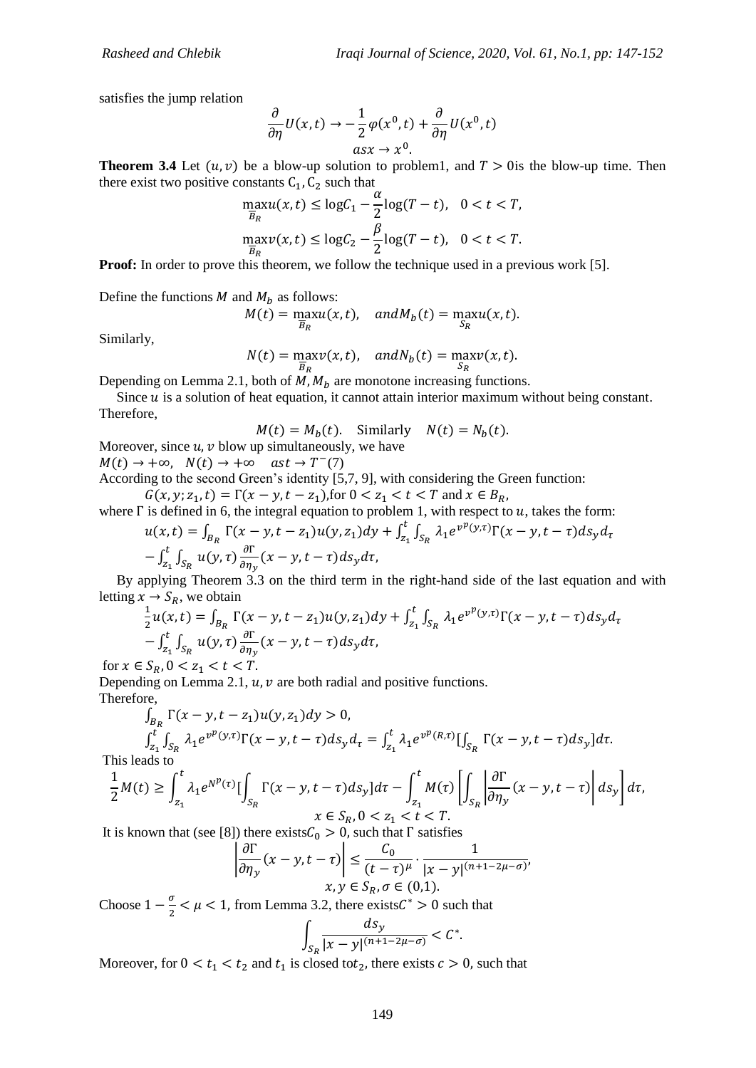satisfies the jump relation

$$\frac{\partial}{\partial \eta} U(x,t) \to -\frac{1}{2}\varphi(x^0,t) + \frac{\partial}{\partial \eta} U(x^0,t)$$
$$as x \to x^0.$$

**Theorem 3.4** Let $(u, v)$ be a blow-up solution to problem1, and $T > 0$is the blow-up time. Then there exist two positive constants $C_1, C_2$ such that

$$\max_{\overline{B}_R} u(x,t) \leq \log C_1 - \frac{\alpha}{2}\log(T-t), \quad 0 < t < T,$$
$$\max_{\overline{B}_R} v(x,t) \leq \log C_2 - \frac{\beta}{2}\log(T-t), \quad 0 < t < T.$$

**Proof:** In order to prove this theorem, we follow the technique used in a previous work [5].

Define the functions $M$ and $M_b$ as follows:

$$M(t) = \max_{\overline{B}_R} u(x,t), \quad and M_b(t) = \max_{S_R} u(x,t).$$

Similarly,

$$N(t) = \max_{\overline{B}_R} v(x,t), \quad and N_b(t) = \max_{S_R} v(x,t).$$

Depending on Lemma 2.1, both of $M, M_b$ are monotone increasing functions.

Since $u$ is a solution of heat equation, it cannot attain interior maximum without being constant. Therefore,

$$M(t) = M_b(t). \quad \text{Similarly} \quad N(t) = N_b(t).$$

Moreover, since $u, v$ blow up simultaneously, we have

$M(t) \to +\infty, \quad N(t) \to +\infty \quad as t \to T^-$(7)

According to the second Green's identity [5,7, 9], with considering the Green function:

$G(x, y; z_1, t) = \Gamma(x-y, t-z_1)$,for $0 < z_1 < t < T$ and $x \in B_R$,

where $\Gamma$ is defined in 6, the integral equation to problem 1, with respect to $u$, takes the form:

$$u(x,t) = \int_{B_R} \Gamma(x-y,t-z_1)u(y,z_1)dy + \int_{z_1}^{t}\int_{S_R} \lambda_1 e^{v^p(y,\tau)}\Gamma(x-y,t-\tau)ds_y d_\tau$$
$$-\int_{z_1}^{t}\int_{S_R} u(y,\tau)\frac{\partial\Gamma}{\partial\eta_y}(x-y,t-\tau)ds_y d\tau,$$

By applying Theorem 3.3 on the third term in the right-hand side of the last equation and with letting $x \to S_R$, we obtain

$$\frac{1}{2}u(x,t) = \int_{B_R} \Gamma(x-y,t-z_1)u(y,z_1)dy + \int_{z_1}^{t}\int_{S_R} \lambda_1 e^{v^p(y,\tau)}\Gamma(x-y,t-\tau)ds_y d_\tau$$
$$-\int_{z_1}^{t}\int_{S_R} u(y,\tau)\frac{\partial\Gamma}{\partial\eta_y}(x-y,t-\tau)ds_y d\tau,$$

for $x \in S_R, 0 < z_1 < t < T$.

Depending on Lemma 2.1, $u, v$ are both radial and positive functions.

Therefore,

$$\int_{B_R} \Gamma(x-y,t-z_1)u(y,z_1)dy > 0,$$
$$\int_{z_1}^{t}\int_{S_R} \lambda_1 e^{v^p(y,\tau)}\Gamma(x-y,t-\tau)ds_y d_\tau = \int_{z_1}^{t} \lambda_1 e^{v^p(R,\tau)}\left[\int_{S_R}\Gamma(x-y,t-\tau)ds_y\right]d\tau.$$

This leads to

$$\frac{1}{2}M(t) \geq \int_{z_1}^{t} \lambda_1 e^{N^p(\tau)}\left[\int_{S_R}\Gamma(x-y,t-\tau)ds_y\right]d\tau - \int_{z_1}^{t} M(\tau)\left[\int_{S_R}\left|\frac{\partial\Gamma}{\partial\eta_y}(x-y,t-\tau)\right|ds_y\right]d\tau,$$
$$x \in S_R, 0 < z_1 < t < T.$$

It is known that (see [8]) there exists$C_0 > 0$, such that $\Gamma$ satisfies

$$\left|\frac{\partial\Gamma}{\partial\eta_y}(x-y,t-\tau)\right| \leq \frac{C_0}{(t-\tau)^\mu}\cdot\frac{1}{|x-y|^{(n+1-2\mu-\sigma)}},$$
$$x, y \in S_R, \sigma \in (0,1).$$

Choose $1 - \frac{\sigma}{2} < \mu < 1$, from Lemma 3.2, there exists$C^* > 0$ such that

$$\int_{S_R}\frac{ds_y}{|x-y|^{(n+1-2\mu-\sigma)}} < C^*.$$

Moreover, for $0 < t_1 < t_2$ and $t_1$ is closed to$t_2$, there exists $c > 0$, such that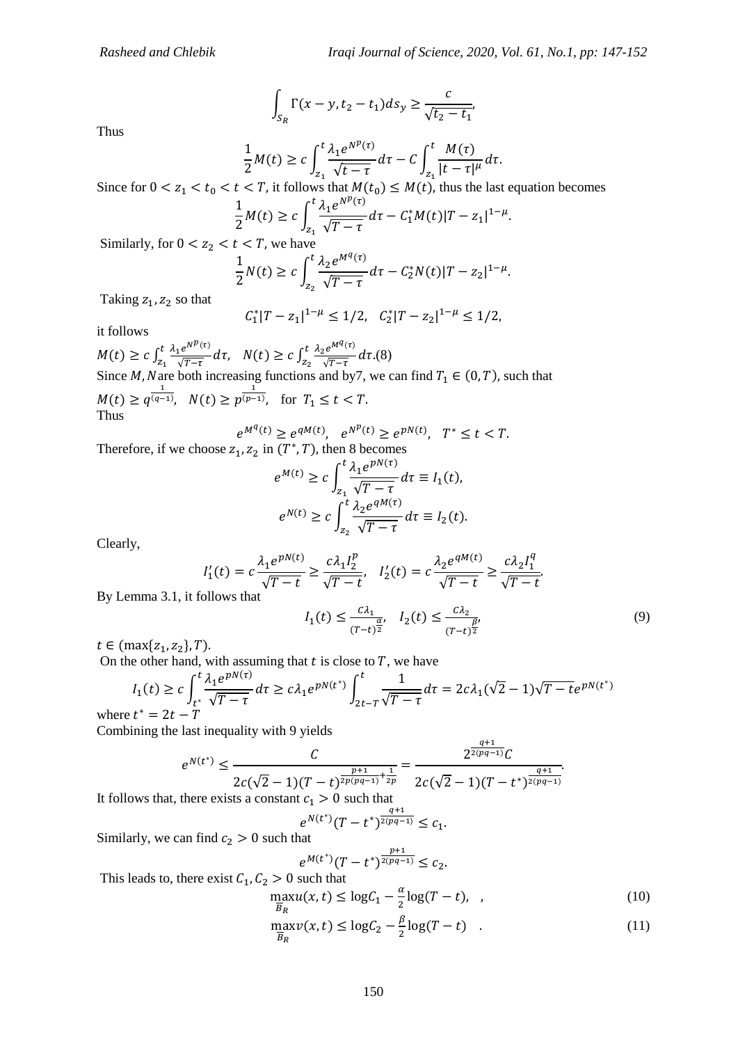$$\int_{S_R} \Gamma(x-y, t_2 - t_1) ds_y \geq \frac{c}{\sqrt{t_2 - t_1}},$$

Thus

$$\frac{1}{2} M(t) \geq c \int_{z_1}^{t} \frac{\lambda_1 e^{N^p(\tau)}}{\sqrt{t-\tau}} d\tau - C \int_{z_1}^{t} \frac{M(\tau)}{|t-\tau|^{\mu}} d\tau.$$

Since for $0 < z_1 < t_0 < t < T$, it follows that $M(t_0) \leq M(t)$, thus the last equation becomes

$$\frac{1}{2} M(t) \geq c \int_{z_1}^{t} \frac{\lambda_1 e^{N^p(\tau)}}{\sqrt{T-\tau}} d\tau - C_1^* M(t) |T - z_1|^{1-\mu}.$$

Similarly, for $0 < z_2 < t < T$, we have

$$\frac{1}{2} N(t) \geq c \int_{z_2}^{t} \frac{\lambda_2 e^{M^q(\tau)}}{\sqrt{T-\tau}} d\tau - C_2^* N(t) |T - z_2|^{1-\mu}.$$

Taking $z_1, z_2$ so that

$$C_1^* |T - z_1|^{1-\mu} \leq 1/2, \quad C_2^* |T - z_2|^{1-\mu} \leq 1/2,$$

it follows

$M(t) \geq c \int_{z_1}^{t} \frac{\lambda_1 e^{N^p(\tau)}}{\sqrt{T-\tau}} d\tau, \quad N(t) \geq c \int_{z_2}^{t} \frac{\lambda_2 e^{M^q(\tau)}}{\sqrt{T-\tau}} d\tau.$(8)

Since $M, N$ are both increasing functions and by7, we can find $T_1 \in (0, T)$, such that

$M(t) \geq q^{\frac{1}{(q-1)}}, \quad N(t) \geq p^{\frac{1}{(p-1)}}, \quad \text{for } T_1 \leq t < T.$

Thus

$$e^{M^q(t)} \geq e^{qM(t)}, \quad e^{N^p(t)} \geq e^{pN(t)}, \quad T^* \leq t < T.$$

Therefore, if we choose $z_1, z_2$ in $(T^*, T)$, then 8 becomes

$$e^{M(t)} \geq c \int_{z_1}^{t} \frac{\lambda_1 e^{pN(\tau)}}{\sqrt{T-\tau}} d\tau \equiv I_1(t),$$

$$e^{N(t)} \geq c \int_{z_2}^{t} \frac{\lambda_2 e^{qM(\tau)}}{\sqrt{T-\tau}} d\tau \equiv I_2(t).$$

Clearly,

$$I_1'(t) = c \frac{\lambda_1 e^{pN(t)}}{\sqrt{T-t}} \geq \frac{c \lambda_1 I_2^p}{\sqrt{T-t}}, \quad I_2'(t) = c \frac{\lambda_2 e^{qM(t)}}{\sqrt{T-t}} \geq \frac{c \lambda_2 I_1^q}{\sqrt{T-t}}.$$

By Lemma 3.1, it follows that

$$I_1(t) \leq \frac{C\lambda_1}{(T-t)^{\frac{\alpha}{2}}}, \quad I_2(t) \leq \frac{C\lambda_2}{(T-t)^{\frac{\beta}{2}}}, \tag{9}$$

$t \in (\max\{z_1, z_2\}, T)$.

On the other hand, with assuming that $t$ is close to $T$, we have

$$I_1(t) \geq c \int_{t^*}^{t} \frac{\lambda_1 e^{pN(\tau)}}{\sqrt{T-\tau}} d\tau \geq c \lambda_1 e^{pN(t^*)} \int_{2t-T}^{t} \frac{1}{\sqrt{T-\tau}} d\tau = 2c\lambda_1(\sqrt{2}-1)\sqrt{T-t}\, e^{pN(t^*)}$$

where $t^* = 2t - T$

Combining the last inequality with 9 yields

$$e^{N(t^*)} \leq \frac{C}{2c(\sqrt{2}-1)(T-t)^{\frac{p+1}{2p(pq-1)}+\frac{1}{2p}}} = \frac{2^{\frac{q+1}{2(pq-1)}} C}{2c(\sqrt{2}-1)(T-t^*)^{\frac{q+1}{2(pq-1)}}}.$$

It follows that, there exists a constant $c_1 > 0$ such that

$$e^{N(t^*)} (T - t^*)^{\frac{q+1}{2(pq-1)}} \leq c_1.$$

Similarly, we can find $c_2 > 0$ such that

$$e^{M(t^*)} (T - t^*)^{\frac{p+1}{2(pq-1)}} \leq c_2.$$

This leads to, there exist $C_1, C_2 > 0$ such that

$$\max_{\overline{B}_R} u(x,t) \leq \log C_1 - \frac{\alpha}{2} \log(T-t), \tag{10}$$

$$\max_{\overline{B}_R} v(x,t) \leq \log C_2 - \frac{\beta}{2} \log(T-t) \tag{11}$$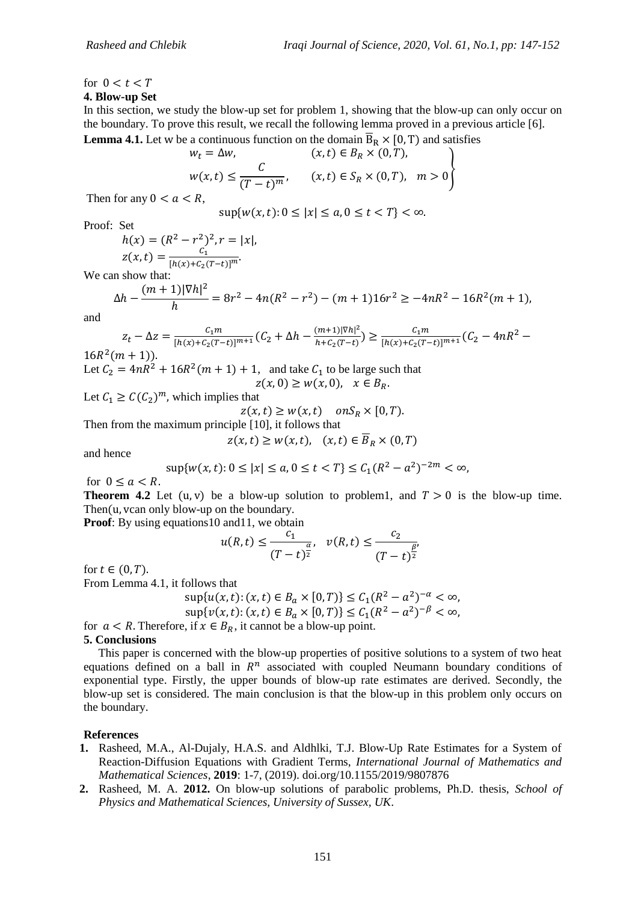for $0 < t < T$

## 4. Blow-up Set

In this section, we study the blow-up set for problem 1, showing that the blow-up can only occur on the boundary. To prove this result, we recall the following lemma proved in a previous article [6].

**Lemma 4.1.** Let w be a continuous function on the domain $\overline{B}_R \times [0, T)$ and satisfies

$$\left.\begin{aligned} w_t &= \Delta w, && (x,t) \in B_R \times (0,T), \\ w(x,t) &\leq \frac{C}{(T-t)^m}, && (x,t) \in S_R \times (0,T), \quad m > 0 \end{aligned}\right\}$$

Then for any $0 < a < R$,

$$\sup\{w(x,t): 0 \leq |x| \leq a, 0 \leq t < T\} < \infty.$$

Proof: Set

$$h(x) = (R^2 - r^2)^2, r = |x|,$$
$$z(x,t) = \frac{C_1}{[h(x) + C_2(T-t)]^m}.$$

We can show that:

$$\Delta h - \frac{(m+1)|\nabla h|^2}{h} = 8r^2 - 4n(R^2 - r^2) - (m+1)16r^2 \geq -4nR^2 - 16R^2(m+1),$$

and

$$z_t - \Delta z = \frac{C_1 m}{[h(x)+C_2(T-t)]^{m+1}}\left(C_2 + \Delta h - \frac{(m+1)|\nabla h|^2}{h + C_2(T-t)}\right) \geq \frac{C_1 m}{[h(x)+C_2(T-t)]^{m+1}}\left(C_2 - 4nR^2 - 16R^2(m+1)\right).$$

Let $C_2 = 4nR^2 + 16R^2(m+1) + 1$, and take $C_1$ to be large such that

$$z(x,0) \geq w(x,0), \quad x \in B_R.$$

Let $C_1 \geq C(C_2)^m$, which implies that

$$z(x,t) \geq w(x,t) \quad on S_R \times [0,T).$$

Then from the maximum principle [10], it follows that

$$z(x,t) \geq w(x,t), \quad (x,t) \in \overline{B}_R \times (0,T)$$

and hence

$$\sup\{w(x,t): 0 \leq |x| \leq a, 0 \leq t < T\} \leq C_1(R^2 - a^2)^{-2m} < \infty,$$

for $0 \leq a < R$.

**Theorem 4.2** Let (u, v) be a blow-up solution to problem1, and $T > 0$ is the blow-up time. Then(u, vcan only blow-up on the boundary.

**Proof**: By using equations10 and11, we obtain

$$u(R,t) \leq \frac{c_1}{(T-t)^{\frac{\alpha}{2}}}, \quad v(R,t) \leq \frac{c_2}{(T-t)^{\frac{\beta}{2}}},$$

for $t \in (0,T)$.

From Lemma 4.1, it follows that

$$\sup\{u(x,t): (x,t) \in B_a \times [0,T)\} \leq C_1(R^2 - a^2)^{-\alpha} < \infty,$$
$$\sup\{v(x,t): (x,t) \in B_a \times [0,T)\} \leq C_1(R^2 - a^2)^{-\beta} < \infty,$$

for $a < R$. Therefore, if $x \in B_R$, it cannot be a blow-up point.

## 5. Conclusions

This paper is concerned with the blow-up properties of positive solutions to a system of two heat equations defined on a ball in $R^n$ associated with coupled Neumann boundary conditions of exponential type. Firstly, the upper bounds of blow-up rate estimates are derived. Secondly, the blow-up set is considered. The main conclusion is that the blow-up in this problem only occurs on the boundary.

## References

1. Rasheed, M.A., Al-Dujaly, H.A.S. and Aldhlki, T.J. Blow-Up Rate Estimates for a System of Reaction-Diffusion Equations with Gradient Terms, *International Journal of Mathematics and Mathematical Sciences*, **2019**: 1-7, (2019). doi.org/10.1155/2019/9807876
2. Rasheed, M. A. **2012.** On blow-up solutions of parabolic problems, Ph.D. thesis, *School of Physics and Mathematical Sciences, University of Sussex, UK*.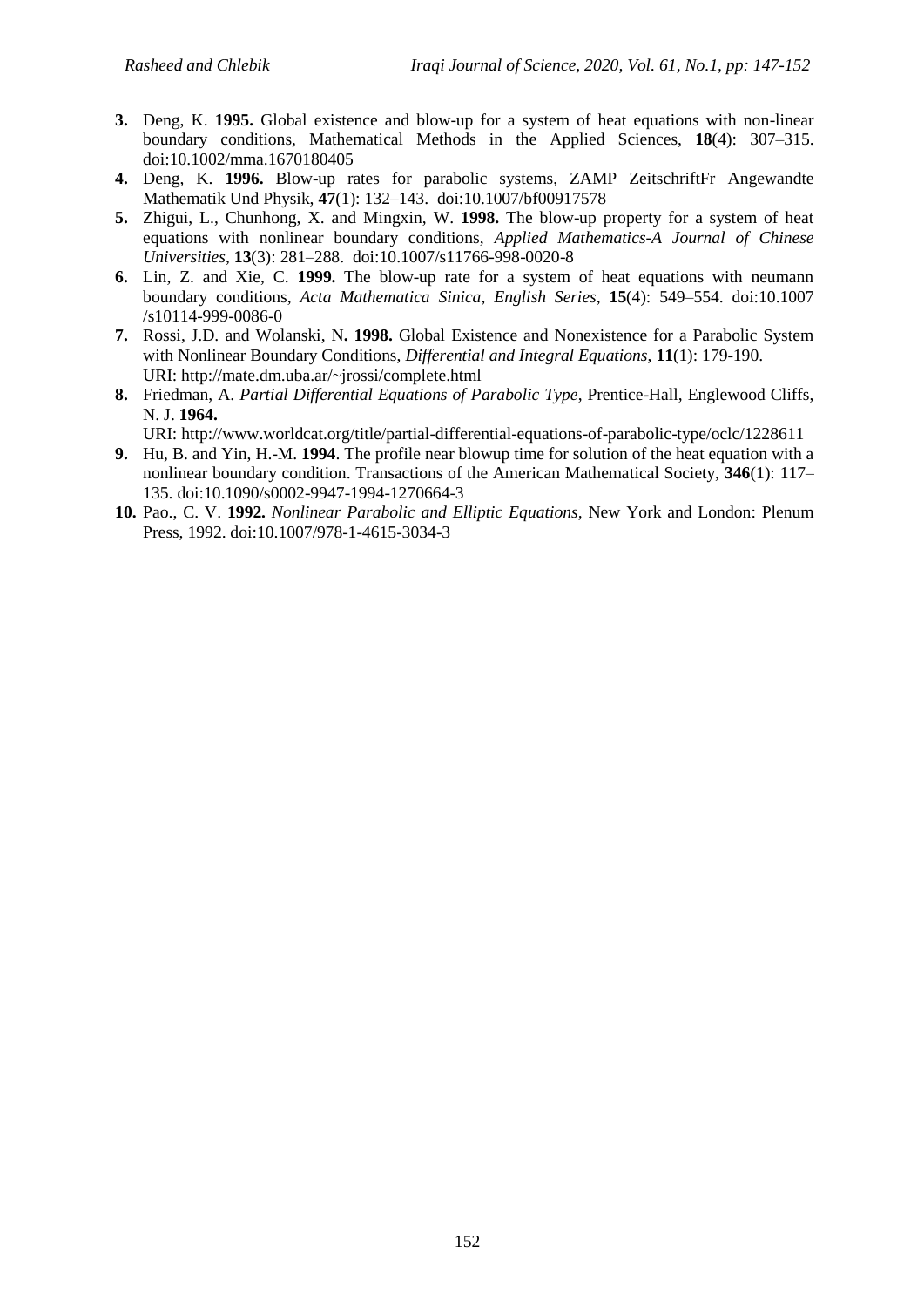3. Deng, K. **1995.** Global existence and blow-up for a system of heat equations with non-linear boundary conditions, Mathematical Methods in the Applied Sciences, **18**(4): 307–315. doi:10.1002/mma.1670180405
4. Deng, K. **1996.** Blow-up rates for parabolic systems, ZAMP ZeitschriftFr Angewandte Mathematik Und Physik, **47**(1): 132–143. doi:10.1007/bf00917578
5. Zhigui, L., Chunhong, X. and Mingxin, W. **1998.** The blow-up property for a system of heat equations with nonlinear boundary conditions, *Applied Mathematics-A Journal of Chinese Universities*, **13**(3): 281–288. doi:10.1007/s11766-998-0020-8
6. Lin, Z. and Xie, C. **1999.** The blow-up rate for a system of heat equations with neumann boundary conditions, *Acta Mathematica Sinica, English Series*, **15**(4): 549–554. doi:10.1007 /s10114-999-0086-0
7. Rossi, J.D. and Wolanski, N**. 1998.** Global Existence and Nonexistence for a Parabolic System with Nonlinear Boundary Conditions, *Differential and Integral Equations*, **11**(1): 179-190.
   URI: http://mate.dm.uba.ar/~jrossi/complete.html
8. Friedman, A. *Partial Differential Equations of Parabolic Type*, Prentice-Hall, Englewood Cliffs, N. J. **1964.**
   URI: http://www.worldcat.org/title/partial-differential-equations-of-parabolic-type/oclc/1228611
9. Hu, B. and Yin, H.-M. **1994**. The profile near blowup time for solution of the heat equation with a nonlinear boundary condition. Transactions of the American Mathematical Society, **346**(1): 117–135. doi:10.1090/s0002-9947-1994-1270664-3
10. Pao., C. V. **1992.** *Nonlinear Parabolic and Elliptic Equations,* New York and London: Plenum Press, 1992. doi:10.1007/978-1-4615-3034-3